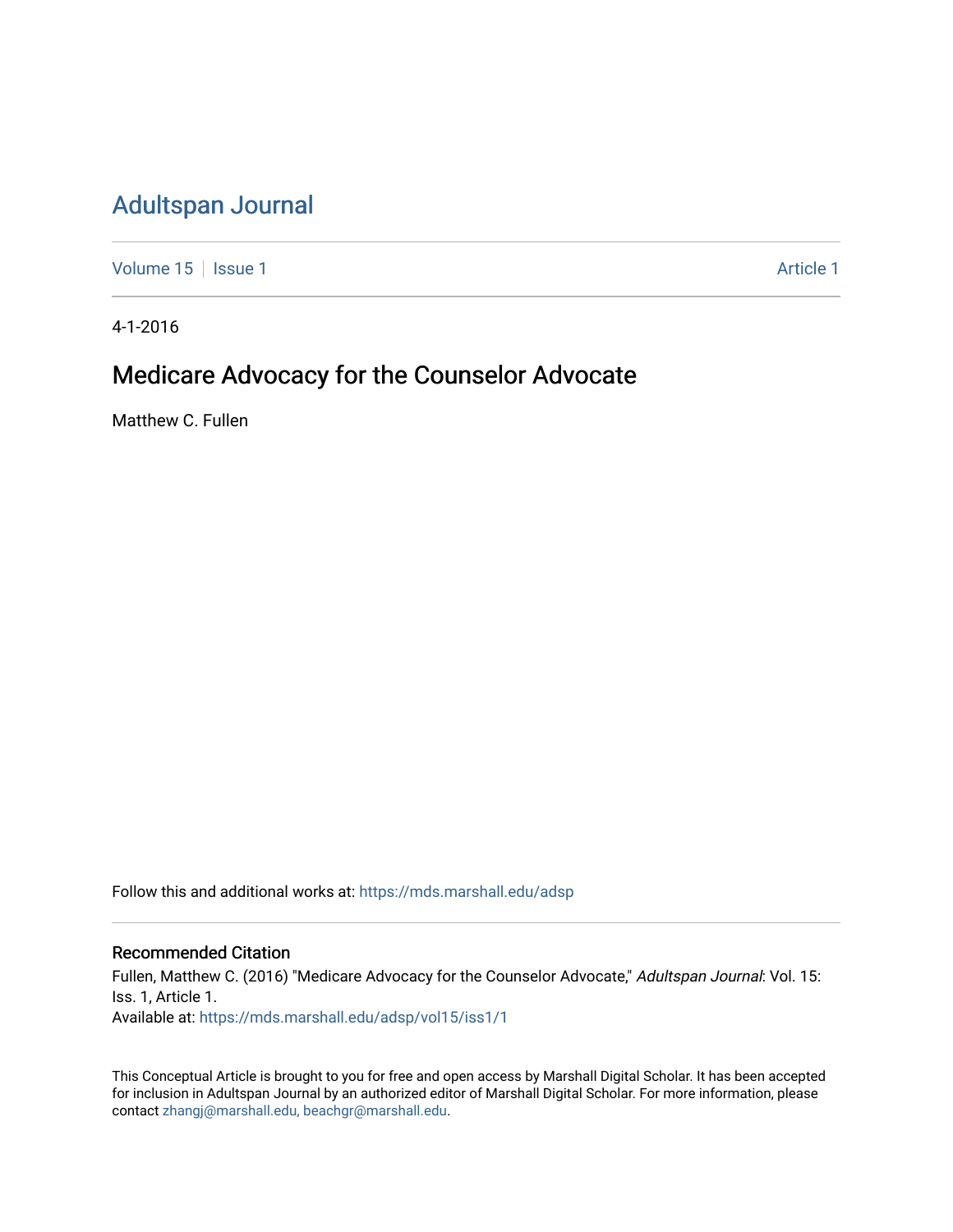# Adultspan Journal

Volume 15 | Issue 1 Article 1

4-1-2016

## Medicare Advocacy for the Counselor Advocate

Matthew C. Fullen

Follow this and additional works at: https://mds.marshall.edu/adsp

### Recommended Citation

Fullen, Matthew C. (2016) "Medicare Advocacy for the Counselor Advocate," *Adultspan Journal*: Vol. 15: Iss. 1, Article 1.
Available at: https://mds.marshall.edu/adsp/vol15/iss1/1

This Conceptual Article is brought to you for free and open access by Marshall Digital Scholar. It has been accepted for inclusion in Adultspan Journal by an authorized editor of Marshall Digital Scholar. For more information, please contact zhangj@marshall.edu, beachgr@marshall.edu.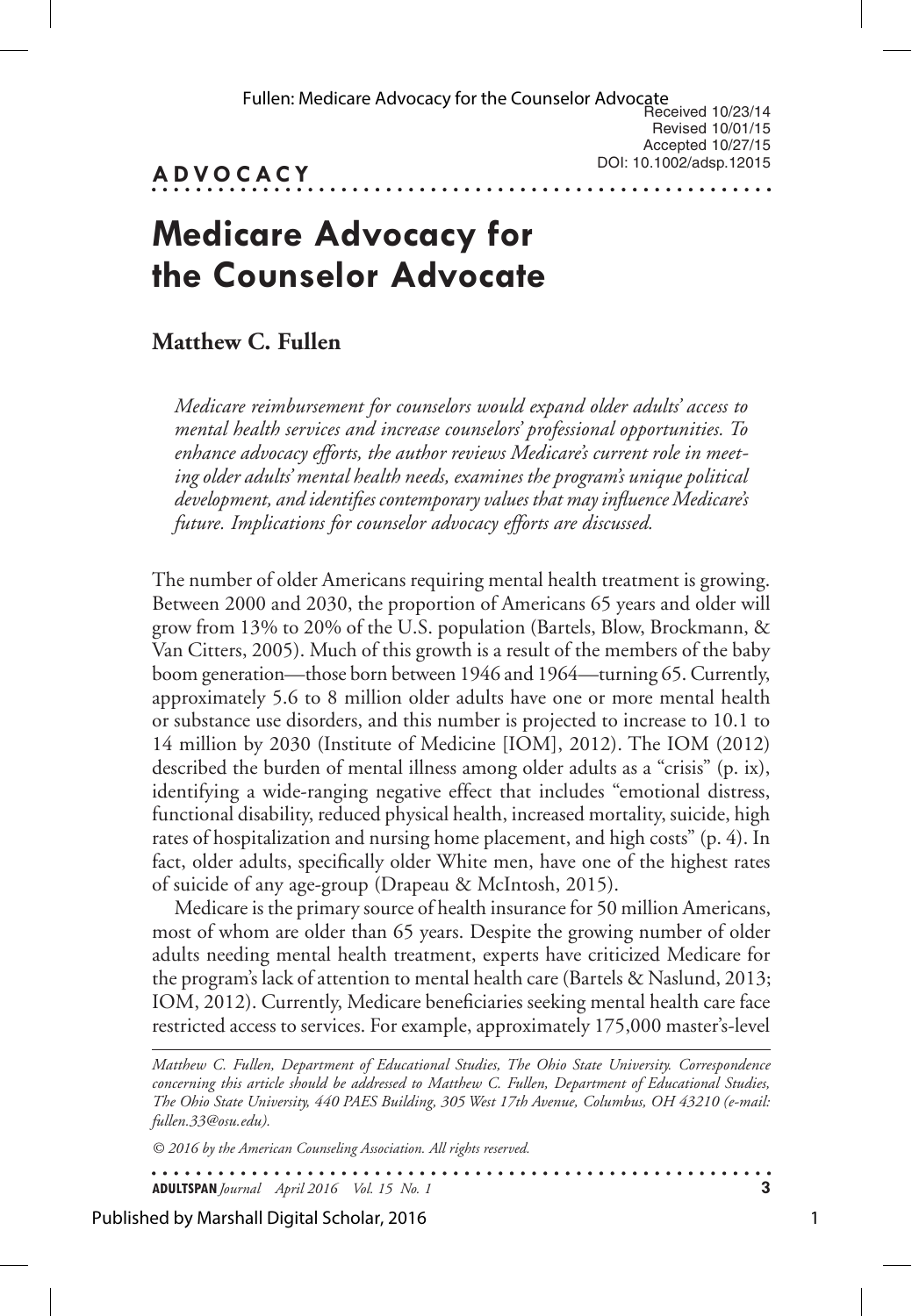Received 10/23/14
Revised 10/01/15
Accepted 10/27/15
DOI: 10.1002/adsp.12015

**ADVOCACY**

# Medicare Advocacy for the Counselor Advocate

## Matthew C. Fullen

*Medicare reimbursement for counselors would expand older adults' access to mental health services and increase counselors' professional opportunities. To enhance advocacy efforts, the author reviews Medicare's current role in meeting older adults' mental health needs, examines the program's unique political development, and identifies contemporary values that may influence Medicare's future. Implications for counselor advocacy efforts are discussed.*

The number of older Americans requiring mental health treatment is growing. Between 2000 and 2030, the proportion of Americans 65 years and older will grow from 13% to 20% of the U.S. population (Bartels, Blow, Brockmann, & Van Citters, 2005). Much of this growth is a result of the members of the baby boom generation—those born between 1946 and 1964—turning 65. Currently, approximately 5.6 to 8 million older adults have one or more mental health or substance use disorders, and this number is projected to increase to 10.1 to 14 million by 2030 (Institute of Medicine [IOM], 2012). The IOM (2012) described the burden of mental illness among older adults as a "crisis" (p. ix), identifying a wide-ranging negative effect that includes "emotional distress, functional disability, reduced physical health, increased mortality, suicide, high rates of hospitalization and nursing home placement, and high costs" (p. 4). In fact, older adults, specifically older White men, have one of the highest rates of suicide of any age-group (Drapeau & McIntosh, 2015).

Medicare is the primary source of health insurance for 50 million Americans, most of whom are older than 65 years. Despite the growing number of older adults needing mental health treatment, experts have criticized Medicare for the program's lack of attention to mental health care (Bartels & Naslund, 2013; IOM, 2012). Currently, Medicare beneficiaries seeking mental health care face restricted access to services. For example, approximately 175,000 master's-level

*Matthew C. Fullen, Department of Educational Studies, The Ohio State University. Correspondence concerning this article should be addressed to Matthew C. Fullen, Department of Educational Studies, The Ohio State University, 440 PAES Building, 305 West 17th Avenue, Columbus, OH 43210 (e-mail: fullen.33@osu.edu).*

*© 2016 by the American Counseling Association. All rights reserved.*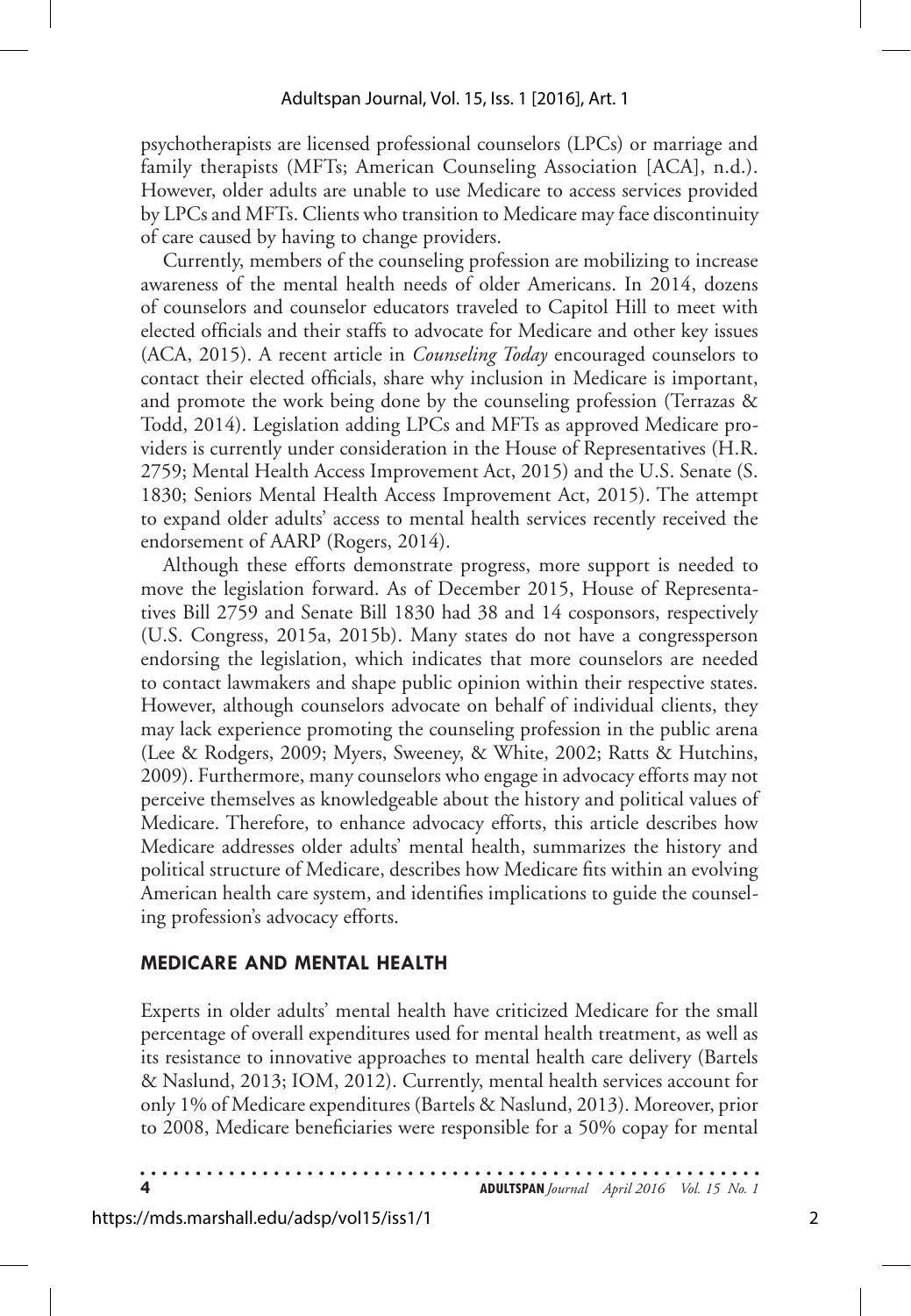psychotherapists are licensed professional counselors (LPCs) or marriage and family therapists (MFTs; American Counseling Association [ACA], n.d.). However, older adults are unable to use Medicare to access services provided by LPCs and MFTs. Clients who transition to Medicare may face discontinuity of care caused by having to change providers.

Currently, members of the counseling profession are mobilizing to increase awareness of the mental health needs of older Americans. In 2014, dozens of counselors and counselor educators traveled to Capitol Hill to meet with elected officials and their staffs to advocate for Medicare and other key issues (ACA, 2015). A recent article in *Counseling Today* encouraged counselors to contact their elected officials, share why inclusion in Medicare is important, and promote the work being done by the counseling profession (Terrazas & Todd, 2014). Legislation adding LPCs and MFTs as approved Medicare providers is currently under consideration in the House of Representatives (H.R. 2759; Mental Health Access Improvement Act, 2015) and the U.S. Senate (S. 1830; Seniors Mental Health Access Improvement Act, 2015). The attempt to expand older adults' access to mental health services recently received the endorsement of AARP (Rogers, 2014).

Although these efforts demonstrate progress, more support is needed to move the legislation forward. As of December 2015, House of Representatives Bill 2759 and Senate Bill 1830 had 38 and 14 cosponsors, respectively (U.S. Congress, 2015a, 2015b). Many states do not have a congressperson endorsing the legislation, which indicates that more counselors are needed to contact lawmakers and shape public opinion within their respective states. However, although counselors advocate on behalf of individual clients, they may lack experience promoting the counseling profession in the public arena (Lee & Rodgers, 2009; Myers, Sweeney, & White, 2002; Ratts & Hutchins, 2009). Furthermore, many counselors who engage in advocacy efforts may not perceive themselves as knowledgeable about the history and political values of Medicare. Therefore, to enhance advocacy efforts, this article describes how Medicare addresses older adults' mental health, summarizes the history and political structure of Medicare, describes how Medicare fits within an evolving American health care system, and identifies implications to guide the counseling profession's advocacy efforts.

## MEDICARE AND MENTAL HEALTH

Experts in older adults' mental health have criticized Medicare for the small percentage of overall expenditures used for mental health treatment, as well as its resistance to innovative approaches to mental health care delivery (Bartels & Naslund, 2013; IOM, 2012). Currently, mental health services account for only 1% of Medicare expenditures (Bartels & Naslund, 2013). Moreover, prior to 2008, Medicare beneficiaries were responsible for a 50% copay for mental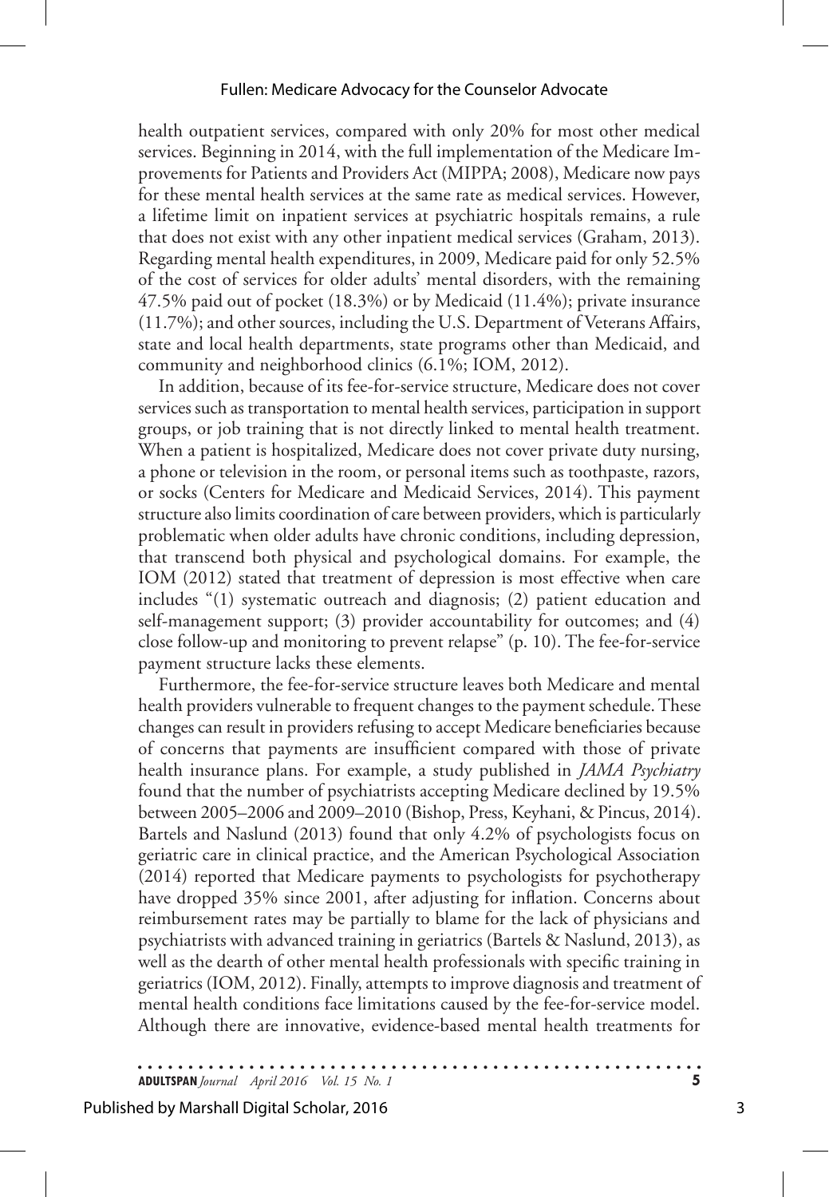health outpatient services, compared with only 20% for most other medical services. Beginning in 2014, with the full implementation of the Medicare Improvements for Patients and Providers Act (MIPPA; 2008), Medicare now pays for these mental health services at the same rate as medical services. However, a lifetime limit on inpatient services at psychiatric hospitals remains, a rule that does not exist with any other inpatient medical services (Graham, 2013). Regarding mental health expenditures, in 2009, Medicare paid for only 52.5% of the cost of services for older adults' mental disorders, with the remaining 47.5% paid out of pocket (18.3%) or by Medicaid (11.4%); private insurance (11.7%); and other sources, including the U.S. Department of Veterans Affairs, state and local health departments, state programs other than Medicaid, and community and neighborhood clinics (6.1%; IOM, 2012).

In addition, because of its fee-for-service structure, Medicare does not cover services such as transportation to mental health services, participation in support groups, or job training that is not directly linked to mental health treatment. When a patient is hospitalized, Medicare does not cover private duty nursing, a phone or television in the room, or personal items such as toothpaste, razors, or socks (Centers for Medicare and Medicaid Services, 2014). This payment structure also limits coordination of care between providers, which is particularly problematic when older adults have chronic conditions, including depression, that transcend both physical and psychological domains. For example, the IOM (2012) stated that treatment of depression is most effective when care includes "(1) systematic outreach and diagnosis; (2) patient education and self-management support; (3) provider accountability for outcomes; and (4) close follow-up and monitoring to prevent relapse" (p. 10). The fee-for-service payment structure lacks these elements.

Furthermore, the fee-for-service structure leaves both Medicare and mental health providers vulnerable to frequent changes to the payment schedule. These changes can result in providers refusing to accept Medicare beneficiaries because of concerns that payments are insufficient compared with those of private health insurance plans. For example, a study published in *JAMA Psychiatry* found that the number of psychiatrists accepting Medicare declined by 19.5% between 2005–2006 and 2009–2010 (Bishop, Press, Keyhani, & Pincus, 2014). Bartels and Naslund (2013) found that only 4.2% of psychologists focus on geriatric care in clinical practice, and the American Psychological Association (2014) reported that Medicare payments to psychologists for psychotherapy have dropped 35% since 2001, after adjusting for inflation. Concerns about reimbursement rates may be partially to blame for the lack of physicians and psychiatrists with advanced training in geriatrics (Bartels & Naslund, 2013), as well as the dearth of other mental health professionals with specific training in geriatrics (IOM, 2012). Finally, attempts to improve diagnosis and treatment of mental health conditions face limitations caused by the fee-for-service model. Although there are innovative, evidence-based mental health treatments for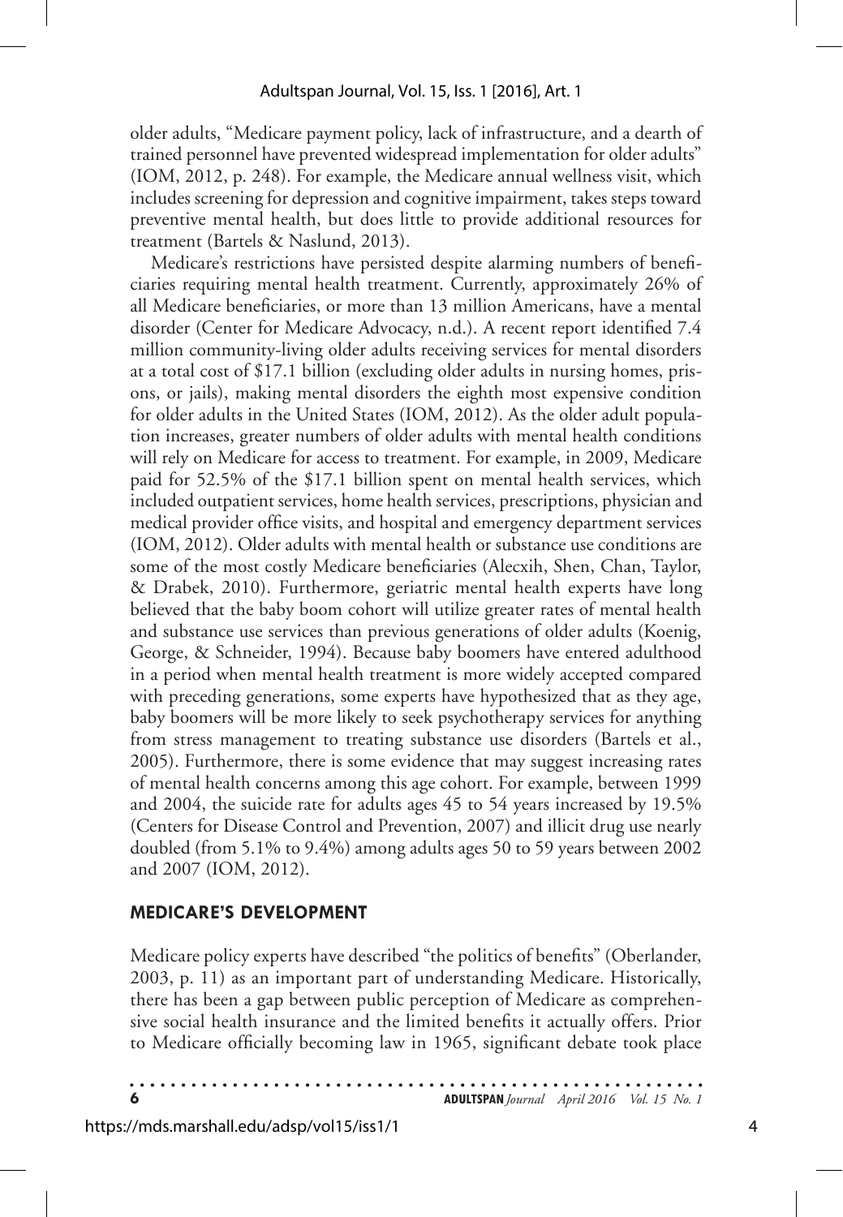older adults, "Medicare payment policy, lack of infrastructure, and a dearth of trained personnel have prevented widespread implementation for older adults" (IOM, 2012, p. 248). For example, the Medicare annual wellness visit, which includes screening for depression and cognitive impairment, takes steps toward preventive mental health, but does little to provide additional resources for treatment (Bartels & Naslund, 2013).

Medicare's restrictions have persisted despite alarming numbers of beneficiaries requiring mental health treatment. Currently, approximately 26% of all Medicare beneficiaries, or more than 13 million Americans, have a mental disorder (Center for Medicare Advocacy, n.d.). A recent report identified 7.4 million community-living older adults receiving services for mental disorders at a total cost of $17.1 billion (excluding older adults in nursing homes, prisons, or jails), making mental disorders the eighth most expensive condition for older adults in the United States (IOM, 2012). As the older adult population increases, greater numbers of older adults with mental health conditions will rely on Medicare for access to treatment. For example, in 2009, Medicare paid for 52.5% of the $17.1 billion spent on mental health services, which included outpatient services, home health services, prescriptions, physician and medical provider office visits, and hospital and emergency department services (IOM, 2012). Older adults with mental health or substance use conditions are some of the most costly Medicare beneficiaries (Alecxih, Shen, Chan, Taylor, & Drabek, 2010). Furthermore, geriatric mental health experts have long believed that the baby boom cohort will utilize greater rates of mental health and substance use services than previous generations of older adults (Koenig, George, & Schneider, 1994). Because baby boomers have entered adulthood in a period when mental health treatment is more widely accepted compared with preceding generations, some experts have hypothesized that as they age, baby boomers will be more likely to seek psychotherapy services for anything from stress management to treating substance use disorders (Bartels et al., 2005). Furthermore, there is some evidence that may suggest increasing rates of mental health concerns among this age cohort. For example, between 1999 and 2004, the suicide rate for adults ages 45 to 54 years increased by 19.5% (Centers for Disease Control and Prevention, 2007) and illicit drug use nearly doubled (from 5.1% to 9.4%) among adults ages 50 to 59 years between 2002 and 2007 (IOM, 2012).

## MEDICARE'S DEVELOPMENT

Medicare policy experts have described "the politics of benefits" (Oberlander, 2003, p. 11) as an important part of understanding Medicare. Historically, there has been a gap between public perception of Medicare as comprehensive social health insurance and the limited benefits it actually offers. Prior to Medicare officially becoming law in 1965, significant debate took place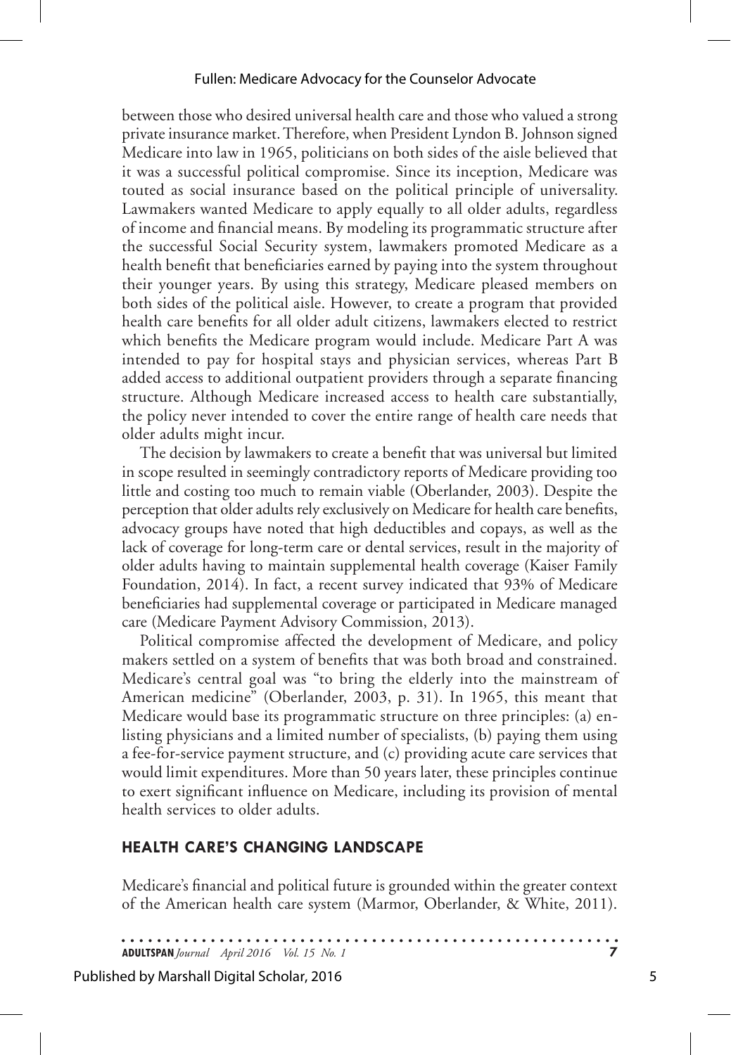between those who desired universal health care and those who valued a strong private insurance market. Therefore, when President Lyndon B. Johnson signed Medicare into law in 1965, politicians on both sides of the aisle believed that it was a successful political compromise. Since its inception, Medicare was touted as social insurance based on the political principle of universality. Lawmakers wanted Medicare to apply equally to all older adults, regardless of income and financial means. By modeling its programmatic structure after the successful Social Security system, lawmakers promoted Medicare as a health benefit that beneficiaries earned by paying into the system throughout their younger years. By using this strategy, Medicare pleased members on both sides of the political aisle. However, to create a program that provided health care benefits for all older adult citizens, lawmakers elected to restrict which benefits the Medicare program would include. Medicare Part A was intended to pay for hospital stays and physician services, whereas Part B added access to additional outpatient providers through a separate financing structure. Although Medicare increased access to health care substantially, the policy never intended to cover the entire range of health care needs that older adults might incur.

The decision by lawmakers to create a benefit that was universal but limited in scope resulted in seemingly contradictory reports of Medicare providing too little and costing too much to remain viable (Oberlander, 2003). Despite the perception that older adults rely exclusively on Medicare for health care benefits, advocacy groups have noted that high deductibles and copays, as well as the lack of coverage for long-term care or dental services, result in the majority of older adults having to maintain supplemental health coverage (Kaiser Family Foundation, 2014). In fact, a recent survey indicated that 93% of Medicare beneficiaries had supplemental coverage or participated in Medicare managed care (Medicare Payment Advisory Commission, 2013).

Political compromise affected the development of Medicare, and policy makers settled on a system of benefits that was both broad and constrained. Medicare's central goal was "to bring the elderly into the mainstream of American medicine" (Oberlander, 2003, p. 31). In 1965, this meant that Medicare would base its programmatic structure on three principles: (a) enlisting physicians and a limited number of specialists, (b) paying them using a fee-for-service payment structure, and (c) providing acute care services that would limit expenditures. More than 50 years later, these principles continue to exert significant influence on Medicare, including its provision of mental health services to older adults.

## HEALTH CARE'S CHANGING LANDSCAPE

Medicare's financial and political future is grounded within the greater context of the American health care system (Marmor, Oberlander, & White, 2011).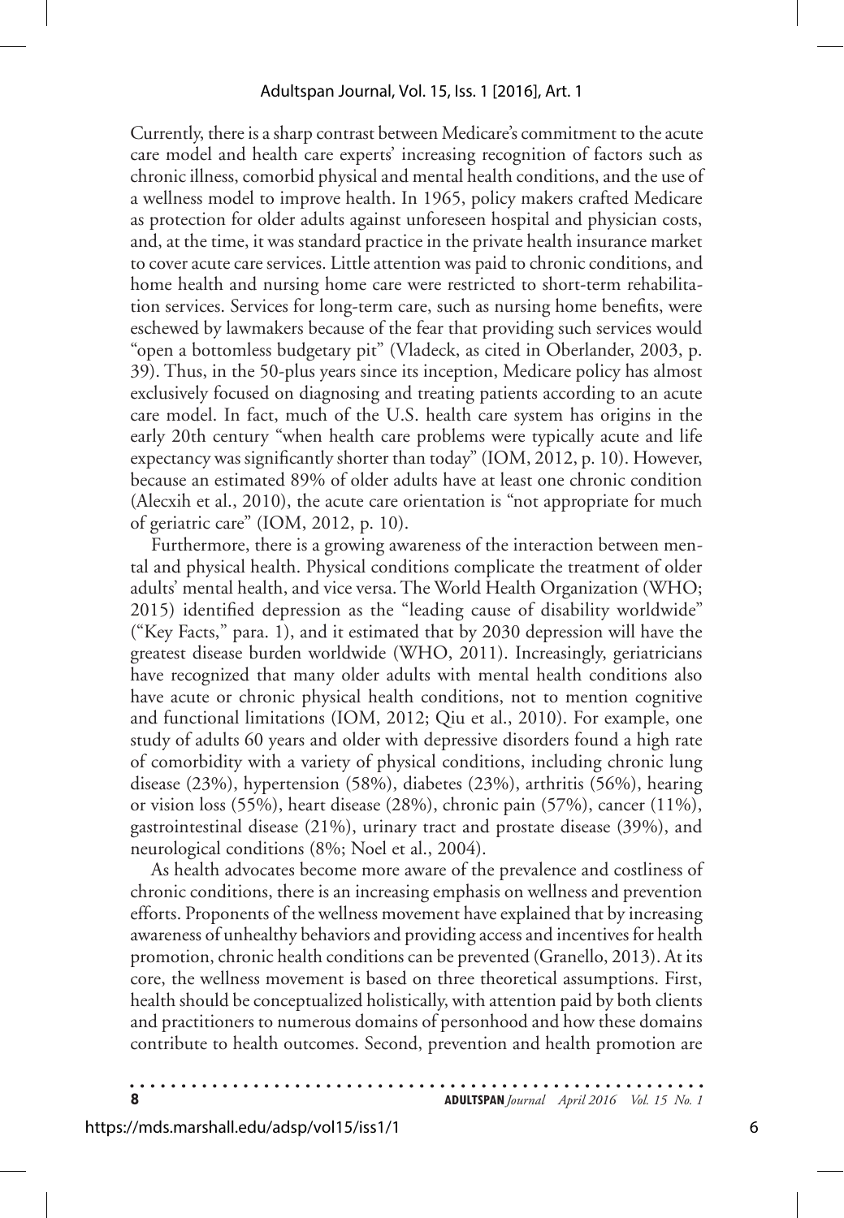Currently, there is a sharp contrast between Medicare's commitment to the acute care model and health care experts' increasing recognition of factors such as chronic illness, comorbid physical and mental health conditions, and the use of a wellness model to improve health. In 1965, policy makers crafted Medicare as protection for older adults against unforeseen hospital and physician costs, and, at the time, it was standard practice in the private health insurance market to cover acute care services. Little attention was paid to chronic conditions, and home health and nursing home care were restricted to short-term rehabilitation services. Services for long-term care, such as nursing home benefits, were eschewed by lawmakers because of the fear that providing such services would "open a bottomless budgetary pit" (Vladeck, as cited in Oberlander, 2003, p. 39). Thus, in the 50-plus years since its inception, Medicare policy has almost exclusively focused on diagnosing and treating patients according to an acute care model. In fact, much of the U.S. health care system has origins in the early 20th century "when health care problems were typically acute and life expectancy was significantly shorter than today" (IOM, 2012, p. 10). However, because an estimated 89% of older adults have at least one chronic condition (Alecxih et al., 2010), the acute care orientation is "not appropriate for much of geriatric care" (IOM, 2012, p. 10).

Furthermore, there is a growing awareness of the interaction between mental and physical health. Physical conditions complicate the treatment of older adults' mental health, and vice versa. The World Health Organization (WHO; 2015) identified depression as the "leading cause of disability worldwide" ("Key Facts," para. 1), and it estimated that by 2030 depression will have the greatest disease burden worldwide (WHO, 2011). Increasingly, geriatricians have recognized that many older adults with mental health conditions also have acute or chronic physical health conditions, not to mention cognitive and functional limitations (IOM, 2012; Qiu et al., 2010). For example, one study of adults 60 years and older with depressive disorders found a high rate of comorbidity with a variety of physical conditions, including chronic lung disease (23%), hypertension (58%), diabetes (23%), arthritis (56%), hearing or vision loss (55%), heart disease (28%), chronic pain (57%), cancer (11%), gastrointestinal disease (21%), urinary tract and prostate disease (39%), and neurological conditions (8%; Noel et al., 2004).

As health advocates become more aware of the prevalence and costliness of chronic conditions, there is an increasing emphasis on wellness and prevention efforts. Proponents of the wellness movement have explained that by increasing awareness of unhealthy behaviors and providing access and incentives for health promotion, chronic health conditions can be prevented (Granello, 2013). At its core, the wellness movement is based on three theoretical assumptions. First, health should be conceptualized holistically, with attention paid by both clients and practitioners to numerous domains of personhood and how these domains contribute to health outcomes. Second, prevention and health promotion are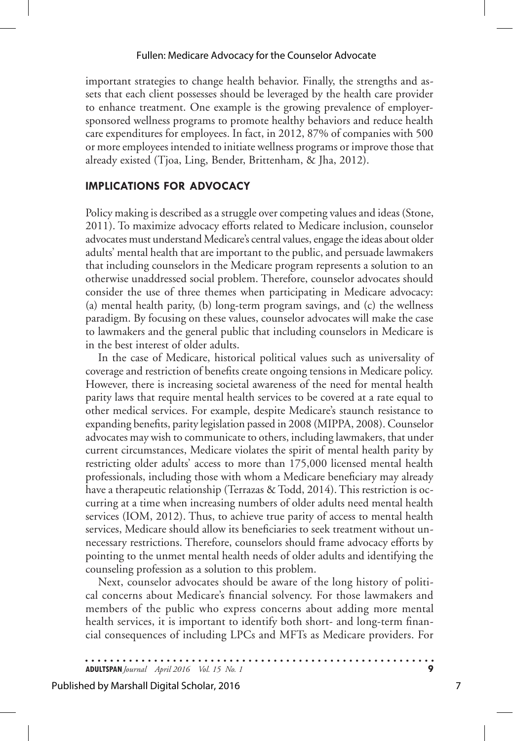important strategies to change health behavior. Finally, the strengths and assets that each client possesses should be leveraged by the health care provider to enhance treatment. One example is the growing prevalence of employer-sponsored wellness programs to promote healthy behaviors and reduce health care expenditures for employees. In fact, in 2012, 87% of companies with 500 or more employees intended to initiate wellness programs or improve those that already existed (Tjoa, Ling, Bender, Brittenham, & Jha, 2012).

## IMPLICATIONS FOR ADVOCACY

Policy making is described as a struggle over competing values and ideas (Stone, 2011). To maximize advocacy efforts related to Medicare inclusion, counselor advocates must understand Medicare's central values, engage the ideas about older adults' mental health that are important to the public, and persuade lawmakers that including counselors in the Medicare program represents a solution to an otherwise unaddressed social problem. Therefore, counselor advocates should consider the use of three themes when participating in Medicare advocacy: (a) mental health parity, (b) long-term program savings, and (c) the wellness paradigm. By focusing on these values, counselor advocates will make the case to lawmakers and the general public that including counselors in Medicare is in the best interest of older adults.

In the case of Medicare, historical political values such as universality of coverage and restriction of benefits create ongoing tensions in Medicare policy. However, there is increasing societal awareness of the need for mental health parity laws that require mental health services to be covered at a rate equal to other medical services. For example, despite Medicare's staunch resistance to expanding benefits, parity legislation passed in 2008 (MIPPA, 2008). Counselor advocates may wish to communicate to others, including lawmakers, that under current circumstances, Medicare violates the spirit of mental health parity by restricting older adults' access to more than 175,000 licensed mental health professionals, including those with whom a Medicare beneficiary may already have a therapeutic relationship (Terrazas & Todd, 2014). This restriction is occurring at a time when increasing numbers of older adults need mental health services (IOM, 2012). Thus, to achieve true parity of access to mental health services, Medicare should allow its beneficiaries to seek treatment without unnecessary restrictions. Therefore, counselors should frame advocacy efforts by pointing to the unmet mental health needs of older adults and identifying the counseling profession as a solution to this problem.

Next, counselor advocates should be aware of the long history of political concerns about Medicare's financial solvency. For those lawmakers and members of the public who express concerns about adding more mental health services, it is important to identify both short- and long-term financial consequences of including LPCs and MFTs as Medicare providers. For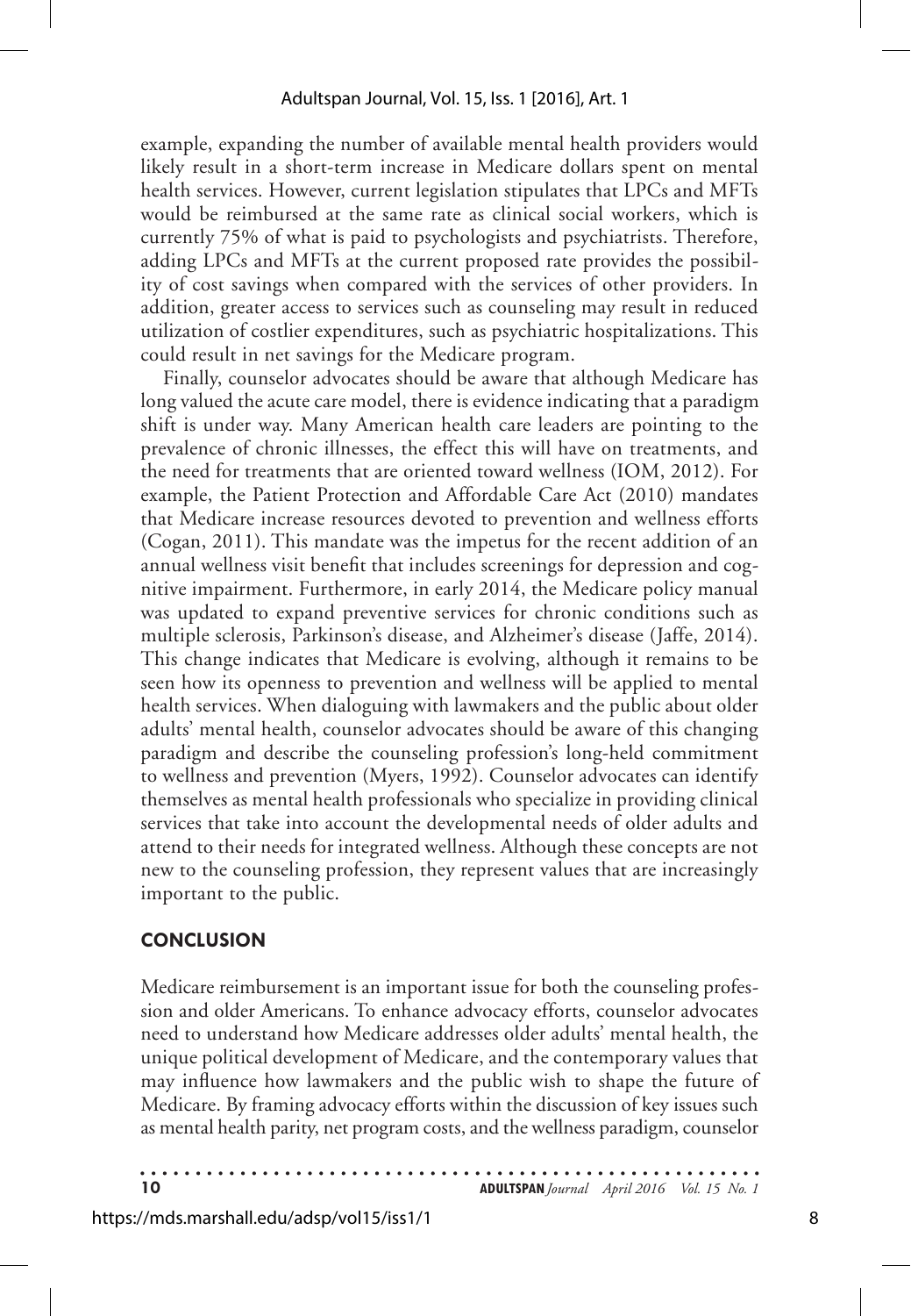example, expanding the number of available mental health providers would likely result in a short-term increase in Medicare dollars spent on mental health services. However, current legislation stipulates that LPCs and MFTs would be reimbursed at the same rate as clinical social workers, which is currently 75% of what is paid to psychologists and psychiatrists. Therefore, adding LPCs and MFTs at the current proposed rate provides the possibility of cost savings when compared with the services of other providers. In addition, greater access to services such as counseling may result in reduced utilization of costlier expenditures, such as psychiatric hospitalizations. This could result in net savings for the Medicare program.

Finally, counselor advocates should be aware that although Medicare has long valued the acute care model, there is evidence indicating that a paradigm shift is under way. Many American health care leaders are pointing to the prevalence of chronic illnesses, the effect this will have on treatments, and the need for treatments that are oriented toward wellness (IOM, 2012). For example, the Patient Protection and Affordable Care Act (2010) mandates that Medicare increase resources devoted to prevention and wellness efforts (Cogan, 2011). This mandate was the impetus for the recent addition of an annual wellness visit benefit that includes screenings for depression and cognitive impairment. Furthermore, in early 2014, the Medicare policy manual was updated to expand preventive services for chronic conditions such as multiple sclerosis, Parkinson's disease, and Alzheimer's disease (Jaffe, 2014). This change indicates that Medicare is evolving, although it remains to be seen how its openness to prevention and wellness will be applied to mental health services. When dialoguing with lawmakers and the public about older adults' mental health, counselor advocates should be aware of this changing paradigm and describe the counseling profession's long-held commitment to wellness and prevention (Myers, 1992). Counselor advocates can identify themselves as mental health professionals who specialize in providing clinical services that take into account the developmental needs of older adults and attend to their needs for integrated wellness. Although these concepts are not new to the counseling profession, they represent values that are increasingly important to the public.

## CONCLUSION

Medicare reimbursement is an important issue for both the counseling profession and older Americans. To enhance advocacy efforts, counselor advocates need to understand how Medicare addresses older adults' mental health, the unique political development of Medicare, and the contemporary values that may influence how lawmakers and the public wish to shape the future of Medicare. By framing advocacy efforts within the discussion of key issues such as mental health parity, net program costs, and the wellness paradigm, counselor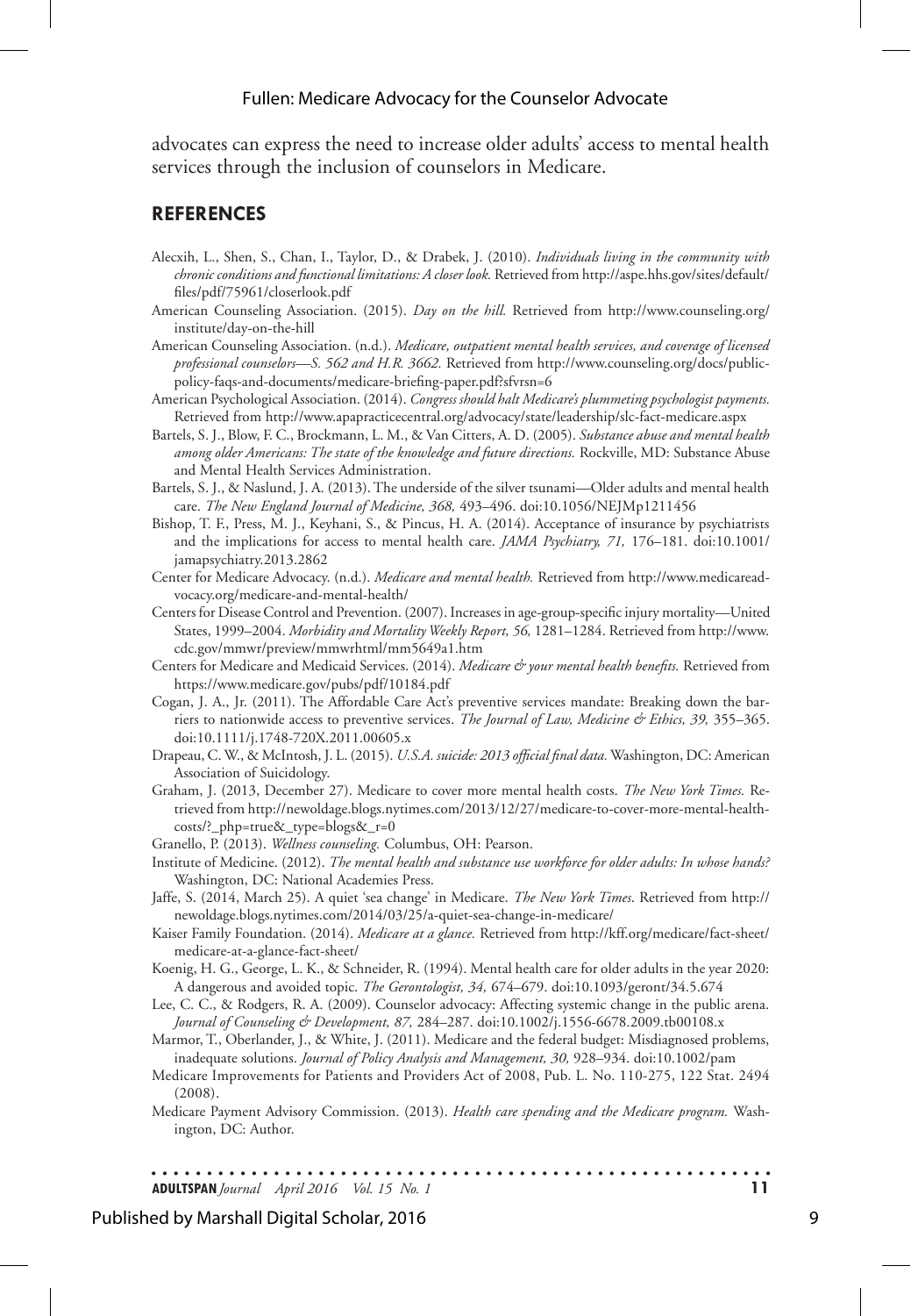advocates can express the need to increase older adults' access to mental health services through the inclusion of counselors in Medicare.

## REFERENCES

Alecxih, L., Shen, S., Chan, I., Taylor, D., & Drabek, J. (2010). *Individuals living in the community with chronic conditions and functional limitations: A closer look.* Retrieved from http://aspe.hhs.gov/sites/default/files/pdf/75961/closerlook.pdf

American Counseling Association. (2015). *Day on the hill.* Retrieved from http://www.counseling.org/institute/day-on-the-hill

American Counseling Association. (n.d.). *Medicare, outpatient mental health services, and coverage of licensed professional counselors—S. 562 and H.R. 3662.* Retrieved from http://www.counseling.org/docs/public-policy-faqs-and-documents/medicare-briefing-paper.pdf?sfvrsn=6

American Psychological Association. (2014). *Congress should halt Medicare's plummeting psychologist payments.* Retrieved from http://www.apapracticecentral.org/advocacy/state/leadership/slc-fact-medicare.aspx

Bartels, S. J., Blow, F. C., Brockmann, L. M., & Van Citters, A. D. (2005). *Substance abuse and mental health among older Americans: The state of the knowledge and future directions.* Rockville, MD: Substance Abuse and Mental Health Services Administration.

Bartels, S. J., & Naslund, J. A. (2013). The underside of the silver tsunami—Older adults and mental health care. *The New England Journal of Medicine, 368,* 493–496. doi:10.1056/NEJMp1211456

Bishop, T. F., Press, M. J., Keyhani, S., & Pincus, H. A. (2014). Acceptance of insurance by psychiatrists and the implications for access to mental health care. *JAMA Psychiatry, 71,* 176–181. doi:10.1001/jamapsychiatry.2013.2862

Center for Medicare Advocacy. (n.d.). *Medicare and mental health.* Retrieved from http://www.medicareadvocacy.org/medicare-and-mental-health/

Centers for Disease Control and Prevention. (2007). Increases in age-group-specific injury mortality—United States, 1999–2004. *Morbidity and Mortality Weekly Report, 56,* 1281–1284. Retrieved from http://www.cdc.gov/mmwr/preview/mmwrhtml/mm5649a1.htm

Centers for Medicare and Medicaid Services. (2014). *Medicare & your mental health benefits.* Retrieved from https://www.medicare.gov/pubs/pdf/10184.pdf

Cogan, J. A., Jr. (2011). The Affordable Care Act's preventive services mandate: Breaking down the barriers to nationwide access to preventive services. *The Journal of Law, Medicine & Ethics, 39,* 355–365. doi:10.1111/j.1748-720X.2011.00605.x

Drapeau, C. W., & McIntosh, J. L. (2015). *U.S.A. suicide: 2013 official final data.* Washington, DC: American Association of Suicidology.

Graham, J. (2013, December 27). Medicare to cover more mental health costs. *The New York Times.* Retrieved from http://newoldage.blogs.nytimes.com/2013/12/27/medicare-to-cover-more-mental-health-costs/?_php=true&_type=blogs&_r=0

Granello, P. (2013). *Wellness counseling.* Columbus, OH: Pearson.

Institute of Medicine. (2012). *The mental health and substance use workforce for older adults: In whose hands?* Washington, DC: National Academies Press.

Jaffe, S. (2014, March 25). A quiet 'sea change' in Medicare. *The New York Times*. Retrieved from http://newoldage.blogs.nytimes.com/2014/03/25/a-quiet-sea-change-in-medicare/

Kaiser Family Foundation. (2014). *Medicare at a glance.* Retrieved from http://kff.org/medicare/fact-sheet/medicare-at-a-glance-fact-sheet/

Koenig, H. G., George, L. K., & Schneider, R. (1994). Mental health care for older adults in the year 2020: A dangerous and avoided topic. *The Gerontologist, 34,* 674–679. doi:10.1093/geront/34.5.674

Lee, C. C., & Rodgers, R. A. (2009). Counselor advocacy: Affecting systemic change in the public arena. *Journal of Counseling & Development, 87,* 284–287. doi:10.1002/j.1556-6678.2009.tb00108.x

Marmor, T., Oberlander, J., & White, J. (2011). Medicare and the federal budget: Misdiagnosed problems, inadequate solutions. *Journal of Policy Analysis and Management, 30,* 928–934. doi:10.1002/pam

Medicare Improvements for Patients and Providers Act of 2008, Pub. L. No. 110-275, 122 Stat. 2494 (2008).

Medicare Payment Advisory Commission. (2013). *Health care spending and the Medicare program.* Washington, DC: Author.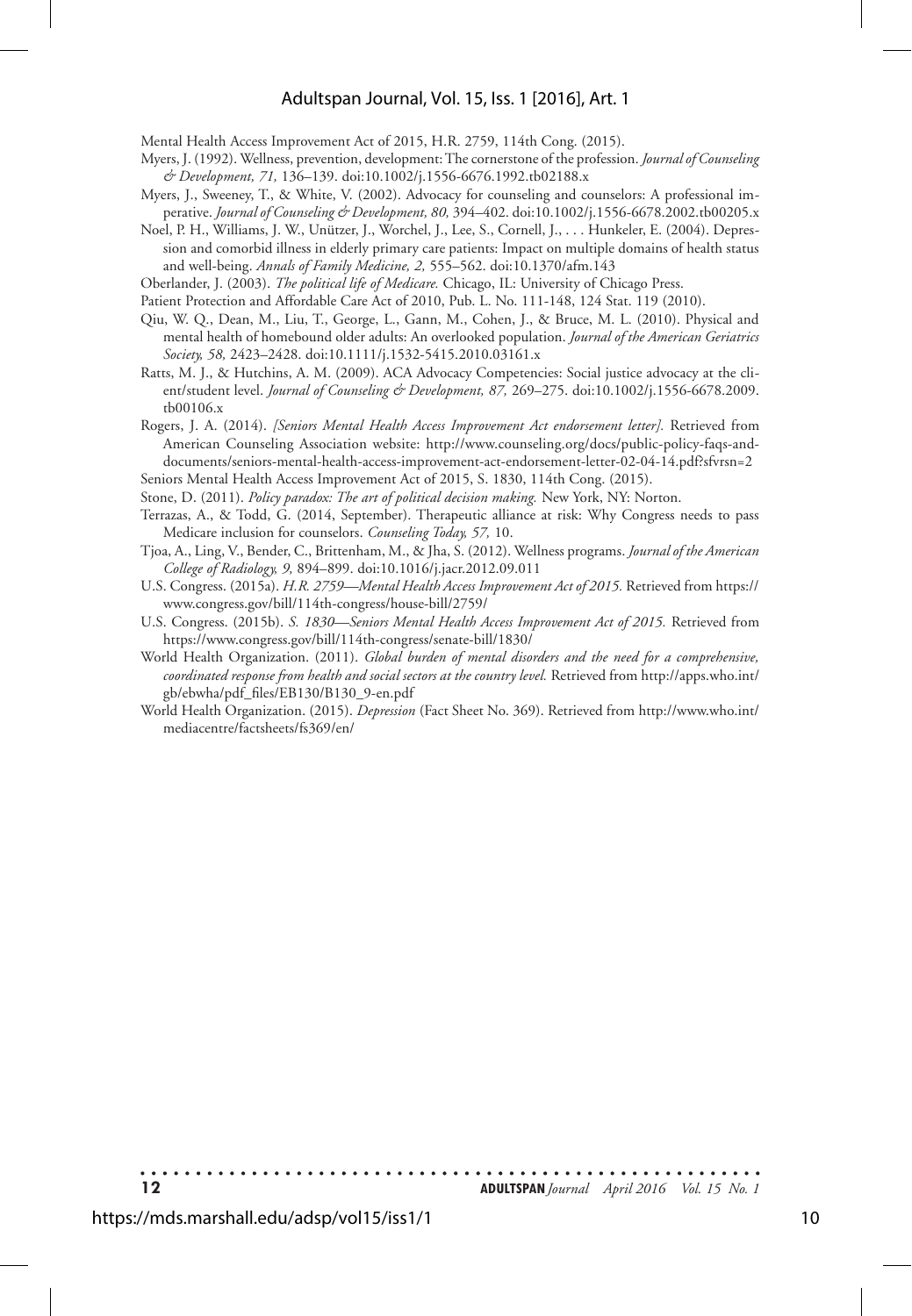Mental Health Access Improvement Act of 2015, H.R. 2759, 114th Cong. (2015).

Myers, J. (1992). Wellness, prevention, development: The cornerstone of the profession. *Journal of Counseling & Development, 71,* 136–139. doi:10.1002/j.1556-6676.1992.tb02188.x

Myers, J., Sweeney, T., & White, V. (2002). Advocacy for counseling and counselors: A professional imperative. *Journal of Counseling & Development, 80,* 394–402. doi:10.1002/j.1556-6678.2002.tb00205.x

Noel, P. H., Williams, J. W., Unützer, J., Worchel, J., Lee, S., Cornell, J., . . . Hunkeler, E. (2004). Depression and comorbid illness in elderly primary care patients: Impact on multiple domains of health status and well-being. *Annals of Family Medicine, 2,* 555–562. doi:10.1370/afm.143

Oberlander, J. (2003). *The political life of Medicare.* Chicago, IL: University of Chicago Press.

Patient Protection and Affordable Care Act of 2010, Pub. L. No. 111-148, 124 Stat. 119 (2010).

Qiu, W. Q., Dean, M., Liu, T., George, L., Gann, M., Cohen, J., & Bruce, M. L. (2010). Physical and mental health of homebound older adults: An overlooked population. *Journal of the American Geriatrics Society, 58,* 2423–2428. doi:10.1111/j.1532-5415.2010.03161.x

Ratts, M. J., & Hutchins, A. M. (2009). ACA Advocacy Competencies: Social justice advocacy at the client/student level. *Journal of Counseling & Development, 87,* 269–275. doi:10.1002/j.1556-6678.2009.tb00106.x

Rogers, J. A. (2014). *[Seniors Mental Health Access Improvement Act endorsement letter].* Retrieved from American Counseling Association website: http://www.counseling.org/docs/public-policy-faqs-and-documents/seniors-mental-health-access-improvement-act-endorsement-letter-02-04-14.pdf?sfvrsn=2

Seniors Mental Health Access Improvement Act of 2015, S. 1830, 114th Cong. (2015).

Stone, D. (2011). *Policy paradox: The art of political decision making.* New York, NY: Norton.

Terrazas, A., & Todd, G. (2014, September). Therapeutic alliance at risk: Why Congress needs to pass Medicare inclusion for counselors. *Counseling Today, 57,* 10.

Tjoa, A., Ling, V., Bender, C., Brittenham, M., & Jha, S. (2012). Wellness programs. *Journal of the American College of Radiology, 9,* 894–899. doi:10.1016/j.jacr.2012.09.011

U.S. Congress. (2015a). *H.R. 2759—Mental Health Access Improvement Act of 2015.* Retrieved from https://www.congress.gov/bill/114th-congress/house-bill/2759/

U.S. Congress. (2015b). *S. 1830—Seniors Mental Health Access Improvement Act of 2015.* Retrieved from https://www.congress.gov/bill/114th-congress/senate-bill/1830/

World Health Organization. (2011). *Global burden of mental disorders and the need for a comprehensive, coordinated response from health and social sectors at the country level.* Retrieved from http://apps.who.int/gb/ebwha/pdf_files/EB130/B130_9-en.pdf

World Health Organization. (2015). *Depression* (Fact Sheet No. 369). Retrieved from http://www.who.int/mediacentre/factsheets/fs369/en/